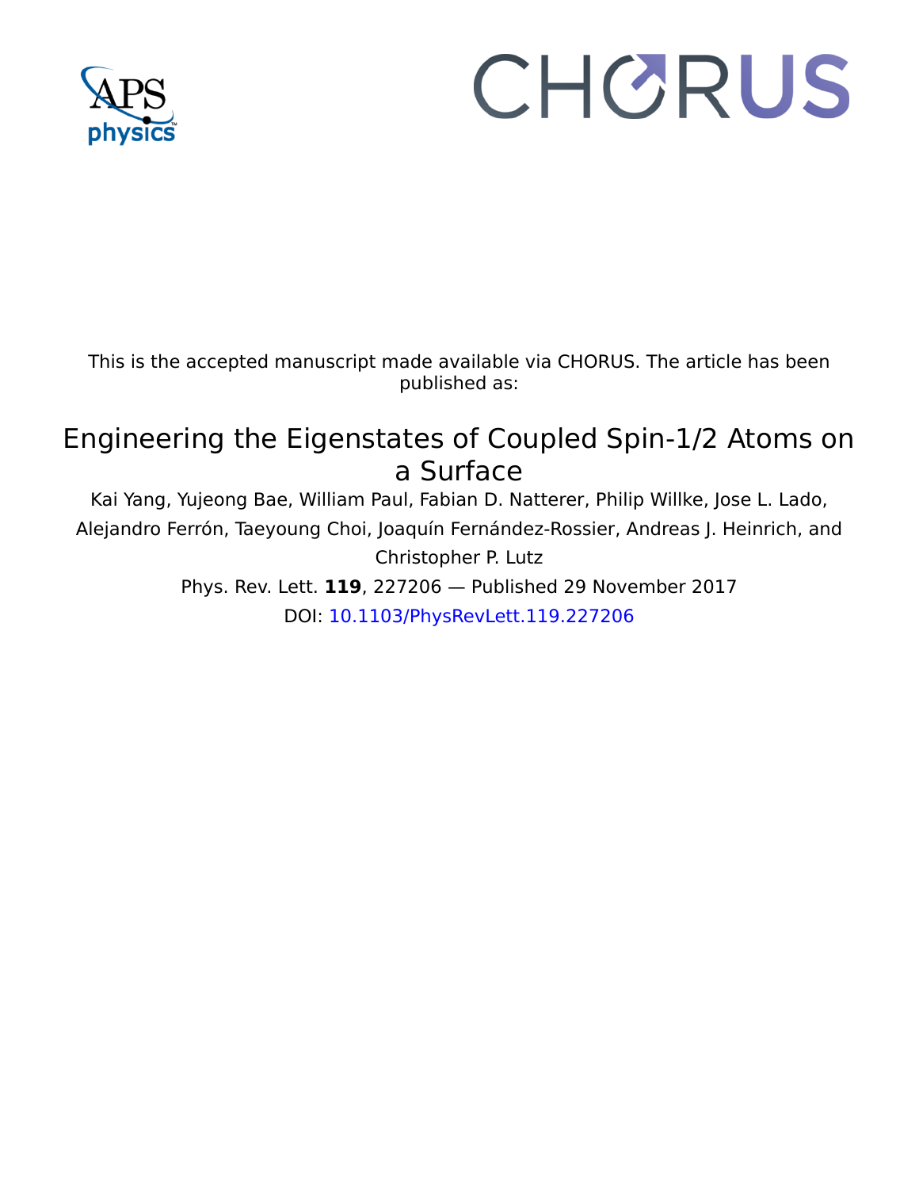This is the accepted manuscript made available via CHORUS. The article has been published as:

# Engineering the Eigenstates of Coupled Spin-1/2 Atoms on a Surface

Kai Yang, Yujeong Bae, William Paul, Fabian D. Natterer, Philip Willke, Jose L. Lado, Alejandro Ferrón, Taeyoung Choi, Joaquín Fernández-Rossier, Andreas J. Heinrich, and Christopher P. Lutz

Phys. Rev. Lett. **119**, 227206 — Published 29 November 2017

DOI: 10.1103/PhysRevLett.119.227206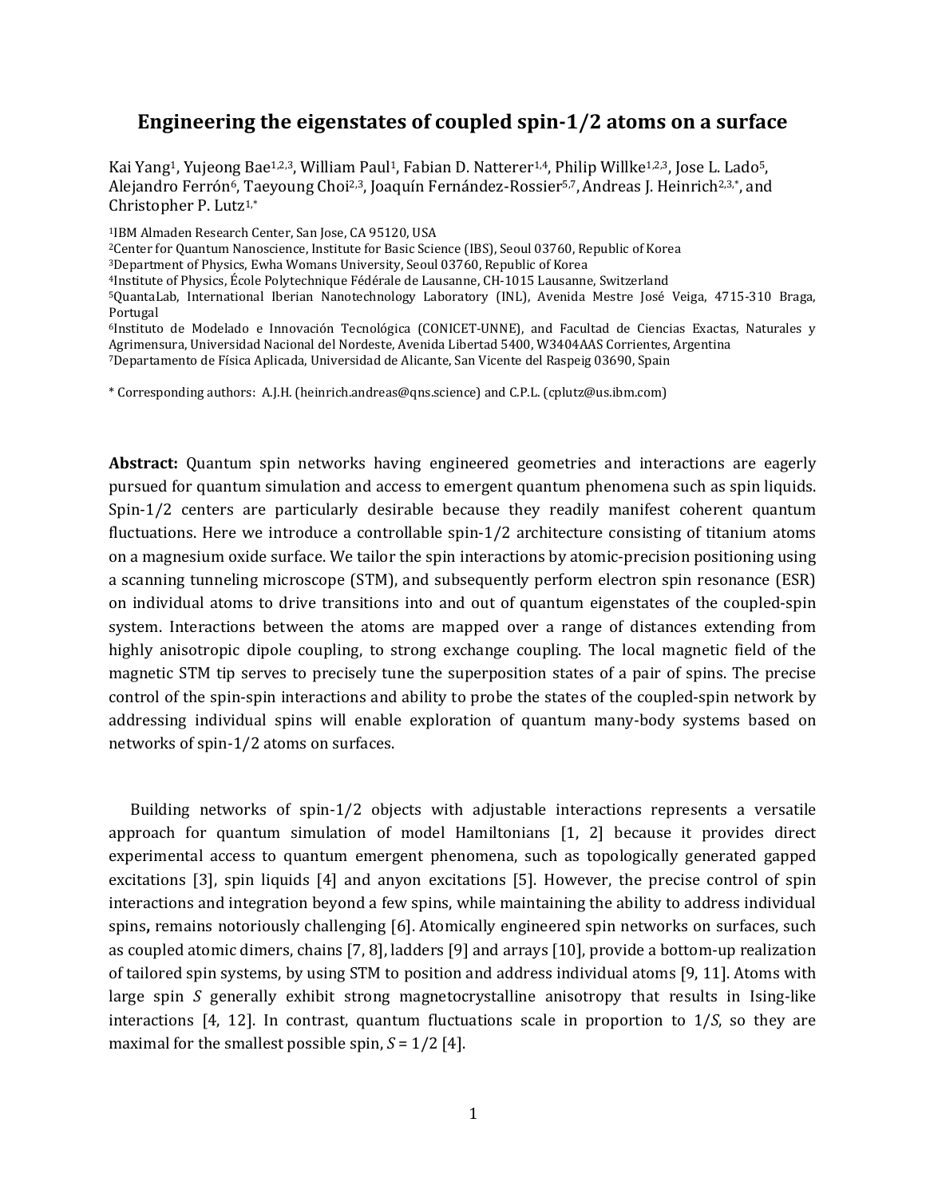# Engineering the eigenstates of coupled spin-1/2 atoms on a surface

Kai Yang[1], Yujeong Bae[1,2,3], William Paul[1], Fabian D. Natterer[1,4], Philip Willke[1,2,3], Jose L. Lado[5], Alejandro Ferrón[6], Taeyoung Choi[2,3], Joaquín Fernández-Rossier[5,7], Andreas J. Heinrich[2,3,*], and Christopher P. Lutz[1,*]

[1]IBM Almaden Research Center, San Jose, CA 95120, USA
[2]Center for Quantum Nanoscience, Institute for Basic Science (IBS), Seoul 03760, Republic of Korea
[3]Department of Physics, Ewha Womans University, Seoul 03760, Republic of Korea
[4]Institute of Physics, École Polytechnique Fédérale de Lausanne, CH-1015 Lausanne, Switzerland
[5]QuantaLab, International Iberian Nanotechnology Laboratory (INL), Avenida Mestre José Veiga, 4715-310 Braga, Portugal
[6]Instituto de Modelado e Innovación Tecnológica (CONICET-UNNE), and Facultad de Ciencias Exactas, Naturales y Agrimensura, Universidad Nacional del Nordeste, Avenida Libertad 5400, W3404AAS Corrientes, Argentina
[7]Departamento de Física Aplicada, Universidad de Alicante, San Vicente del Raspeig 03690, Spain

* Corresponding authors: A.J.H. (heinrich.andreas@qns.science) and C.P.L. (cplutz@us.ibm.com)

**Abstract:** Quantum spin networks having engineered geometries and interactions are eagerly pursued for quantum simulation and access to emergent quantum phenomena such as spin liquids. Spin-1/2 centers are particularly desirable because they readily manifest coherent quantum fluctuations. Here we introduce a controllable spin-1/2 architecture consisting of titanium atoms on a magnesium oxide surface. We tailor the spin interactions by atomic-precision positioning using a scanning tunneling microscope (STM), and subsequently perform electron spin resonance (ESR) on individual atoms to drive transitions into and out of quantum eigenstates of the coupled-spin system. Interactions between the atoms are mapped over a range of distances extending from highly anisotropic dipole coupling, to strong exchange coupling. The local magnetic field of the magnetic STM tip serves to precisely tune the superposition states of a pair of spins. The precise control of the spin-spin interactions and ability to probe the states of the coupled-spin network by addressing individual spins will enable exploration of quantum many-body systems based on networks of spin-1/2 atoms on surfaces.

Building networks of spin-1/2 objects with adjustable interactions represents a versatile approach for quantum simulation of model Hamiltonians [1, 2] because it provides direct experimental access to quantum emergent phenomena, such as topologically generated gapped excitations [3], spin liquids [4] and anyon excitations [5]. However, the precise control of spin interactions and integration beyond a few spins, while maintaining the ability to address individual spins**,** remains notoriously challenging [6]. Atomically engineered spin networks on surfaces, such as coupled atomic dimers, chains [7, 8], ladders [9] and arrays [10], provide a bottom-up realization of tailored spin systems, by using STM to position and address individual atoms [9, 11]. Atoms with large spin *S* generally exhibit strong magnetocrystalline anisotropy that results in Ising-like interactions [4, 12]. In contrast, quantum fluctuations scale in proportion to 1/*S*, so they are maximal for the smallest possible spin, *S* = 1/2 [4].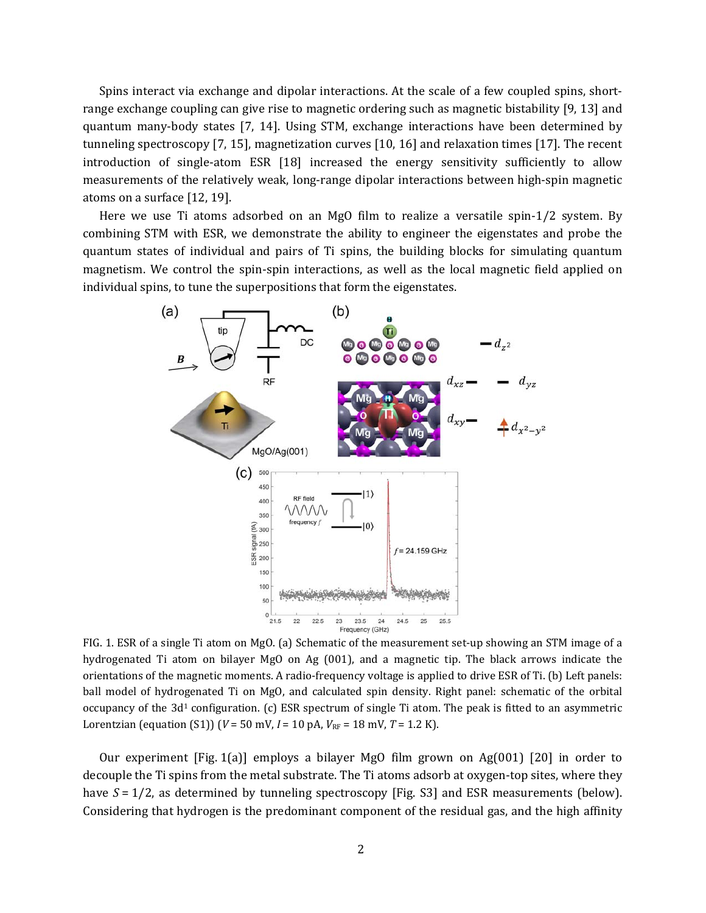Spins interact via exchange and dipolar interactions. At the scale of a few coupled spins, short-range exchange coupling can give rise to magnetic ordering such as magnetic bistability [9, 13] and quantum many-body states [7, 14]. Using STM, exchange interactions have been determined by tunneling spectroscopy [7, 15], magnetization curves [10, 16] and relaxation times [17]. The recent introduction of single-atom ESR [18] increased the energy sensitivity sufficiently to allow measurements of the relatively weak, long-range dipolar interactions between high-spin magnetic atoms on a surface [12, 19].

Here we use Ti atoms adsorbed on an MgO film to realize a versatile spin-1/2 system. By combining STM with ESR, we demonstrate the ability to engineer the eigenstates and probe the quantum states of individual and pairs of Ti spins, the building blocks for simulating quantum magnetism. We control the spin-spin interactions, as well as the local magnetic field applied on individual spins, to tune the superpositions that form the eigenstates.

FIG. 1. ESR of a single Ti atom on MgO. (a) Schematic of the measurement set-up showing an STM image of a hydrogenated Ti atom on bilayer MgO on Ag (001), and a magnetic tip. The black arrows indicate the orientations of the magnetic moments. A radio-frequency voltage is applied to drive ESR of Ti. (b) Left panels: ball model of hydrogenated Ti on MgO, and calculated spin density. Right panel: schematic of the orbital occupancy of the $3d^1$ configuration. (c) ESR spectrum of single Ti atom. The peak is fitted to an asymmetric Lorentzian (equation (S1)) ($V$ = 50 mV, $I$ = 10 pA, $V_{RF}$ = 18 mV, $T$ = 1.2 K).

Our experiment [Fig. 1(a)] employs a bilayer MgO film grown on Ag(001) [20] in order to decouple the Ti spins from the metal substrate. The Ti atoms adsorb at oxygen-top sites, where they have $S = 1/2$, as determined by tunneling spectroscopy [Fig. S3] and ESR measurements (below). Considering that hydrogen is the predominant component of the residual gas, and the high affinity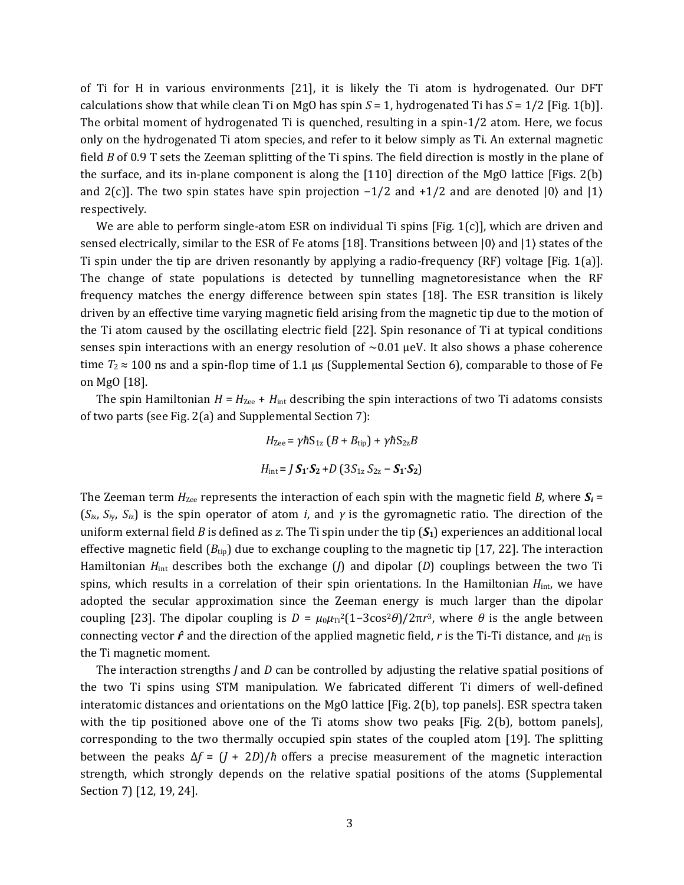of Ti for H in various environments [21], it is likely the Ti atom is hydrogenated. Our DFT calculations show that while clean Ti on MgO has spin $S = 1$, hydrogenated Ti has $S = 1/2$ [Fig. 1(b)]. The orbital moment of hydrogenated Ti is quenched, resulting in a spin-1/2 atom. Here, we focus only on the hydrogenated Ti atom species, and refer to it below simply as Ti. An external magnetic field $B$ of 0.9 T sets the Zeeman splitting of the Ti spins. The field direction is mostly in the plane of the surface, and its in-plane component is along the [110] direction of the MgO lattice [Figs. 2(b) and 2(c)]. The two spin states have spin projection −1/2 and +1/2 and are denoted $|0\rangle$ and $|1\rangle$ respectively.

We are able to perform single-atom ESR on individual Ti spins [Fig. 1(c)], which are driven and sensed electrically, similar to the ESR of Fe atoms [18]. Transitions between $|0\rangle$ and $|1\rangle$ states of the Ti spin under the tip are driven resonantly by applying a radio-frequency (RF) voltage [Fig. 1(a)]. The change of state populations is detected by tunnelling magnetoresistance when the RF frequency matches the energy difference between spin states [18]. The ESR transition is likely driven by an effective time varying magnetic field arising from the magnetic tip due to the motion of the Ti atom caused by the oscillating electric field [22]. Spin resonance of Ti at typical conditions senses spin interactions with an energy resolution of ~0.01 μeV. It also shows a phase coherence time $T_2 \approx 100$ ns and a spin-flop time of 1.1 μs (Supplemental Section 6), comparable to those of Fe on MgO [18].

The spin Hamiltonian $H = H_{\text{Zee}} + H_{\text{int}}$ describing the spin interactions of two Ti adatoms consists of two parts (see Fig. 2(a) and Supplemental Section 7):

$$H_{\text{Zee}} = \gamma\hbar S_{1z}\,(B + B_{\text{tip}}) + \gamma\hbar S_{2z}B$$

$$H_{\text{int}} = J\,\boldsymbol{S_1}\cdot\boldsymbol{S_2} + D\,(3S_{1z}\,S_{2z} - \boldsymbol{S_1}\cdot\boldsymbol{S_2})$$

The Zeeman term $H_{\text{Zee}}$ represents the interaction of each spin with the magnetic field $B$, where $\boldsymbol{S_i} = (S_{ix}, S_{iy}, S_{iz})$ is the spin operator of atom $i$, and $\gamma$ is the gyromagnetic ratio. The direction of the uniform external field $B$ is defined as $z$. The Ti spin under the tip ($\boldsymbol{S_1}$) experiences an additional local effective magnetic field ($B_{\text{tip}}$) due to exchange coupling to the magnetic tip [17, 22]. The interaction Hamiltonian $H_{\text{int}}$ describes both the exchange ($J$) and dipolar ($D$) couplings between the two Ti spins, which results in a correlation of their spin orientations. In the Hamiltonian $H_{\text{int}}$, we have adopted the secular approximation since the Zeeman energy is much larger than the dipolar coupling [23]. The dipolar coupling is $D = \mu_0\mu_{\text{Ti}}^2(1-3\cos^2\theta)/2\pi r^3$, where $\theta$ is the angle between connecting vector $\hat{\boldsymbol{r}}$ and the direction of the applied magnetic field, $r$ is the Ti-Ti distance, and $\mu_{\text{Ti}}$ is the Ti magnetic moment.

The interaction strengths $J$ and $D$ can be controlled by adjusting the relative spatial positions of the two Ti spins using STM manipulation. We fabricated different Ti dimers of well-defined interatomic distances and orientations on the MgO lattice [Fig. 2(b), top panels]. ESR spectra taken with the tip positioned above one of the Ti atoms show two peaks [Fig. 2(b), bottom panels], corresponding to the two thermally occupied spin states of the coupled atom [19]. The splitting between the peaks $\Delta f = (J + 2D)/\hbar$ offers a precise measurement of the magnetic interaction strength, which strongly depends on the relative spatial positions of the atoms (Supplemental Section 7) [12, 19, 24].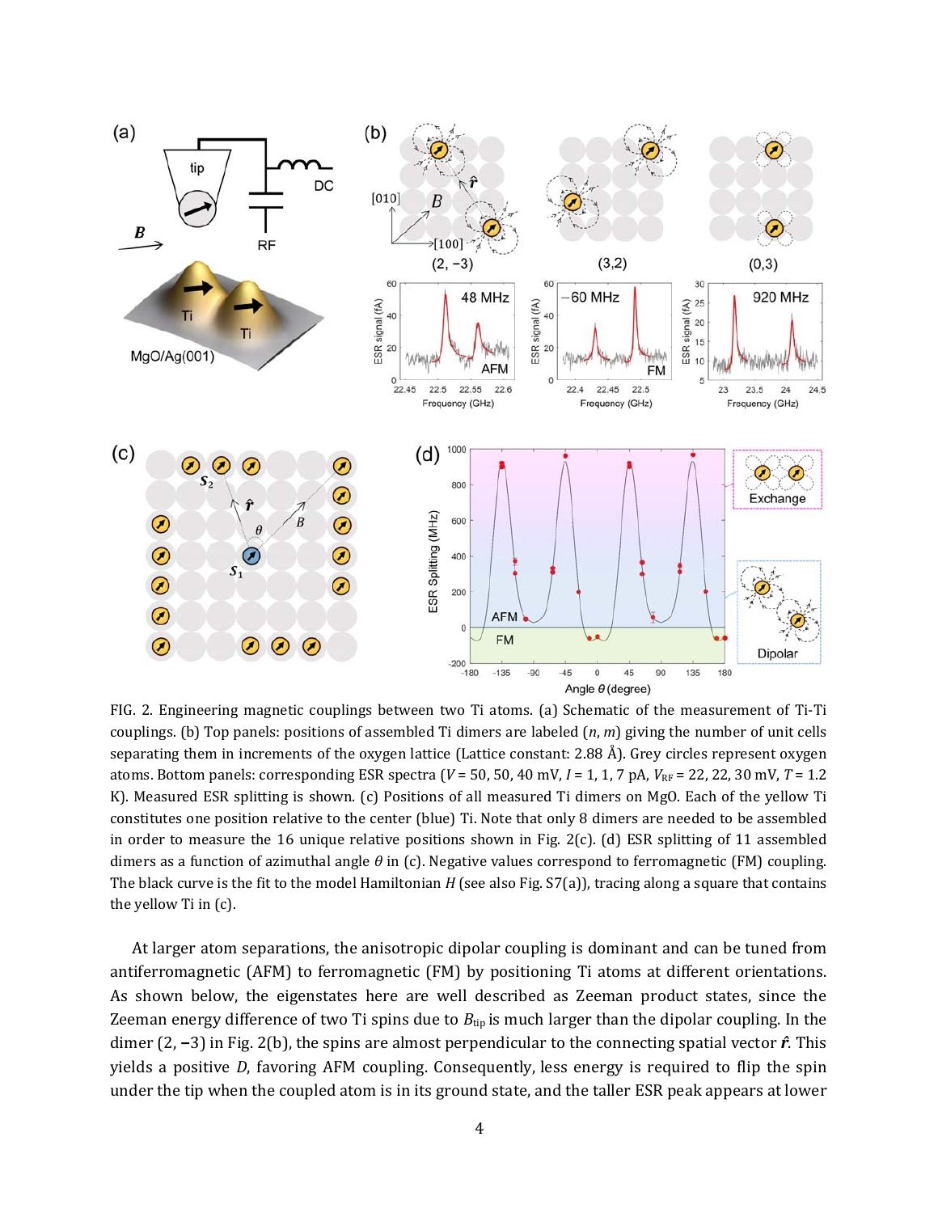FIG. 2. Engineering magnetic couplings between two Ti atoms. (a) Schematic of the measurement of Ti-Ti couplings. (b) Top panels: positions of assembled Ti dimers are labeled ($n$, $m$) giving the number of unit cells separating them in increments of the oxygen lattice (Lattice constant: 2.88 Å). Grey circles represent oxygen atoms. Bottom panels: corresponding ESR spectra ($V$ = 50, 50, 40 mV, $I$ = 1, 1, 7 pA, $V_{RF}$ = 22, 22, 30 mV, $T$ = 1.2 K). Measured ESR splitting is shown. (c) Positions of all measured Ti dimers on MgO. Each of the yellow Ti constitutes one position relative to the center (blue) Ti. Note that only 8 dimers are needed to be assembled in order to measure the 16 unique relative positions shown in Fig. 2(c). (d) ESR splitting of 11 assembled dimers as a function of azimuthal angle $\theta$ in (c). Negative values correspond to ferromagnetic (FM) coupling. The black curve is the fit to the model Hamiltonian $H$ (see also Fig. S7(a)), tracing along a square that contains the yellow Ti in (c).

At larger atom separations, the anisotropic dipolar coupling is dominant and can be tuned from antiferromagnetic (AFM) to ferromagnetic (FM) by positioning Ti atoms at different orientations. As shown below, the eigenstates here are well described as Zeeman product states, since the Zeeman energy difference of two Ti spins due to $B_{tip}$ is much larger than the dipolar coupling. In the dimer (2, −3) in Fig. 2(b), the spins are almost perpendicular to the connecting spatial vector $\hat{\boldsymbol{r}}$. This yields a positive $D$, favoring AFM coupling. Consequently, less energy is required to flip the spin under the tip when the coupled atom is in its ground state, and the taller ESR peak appears at lower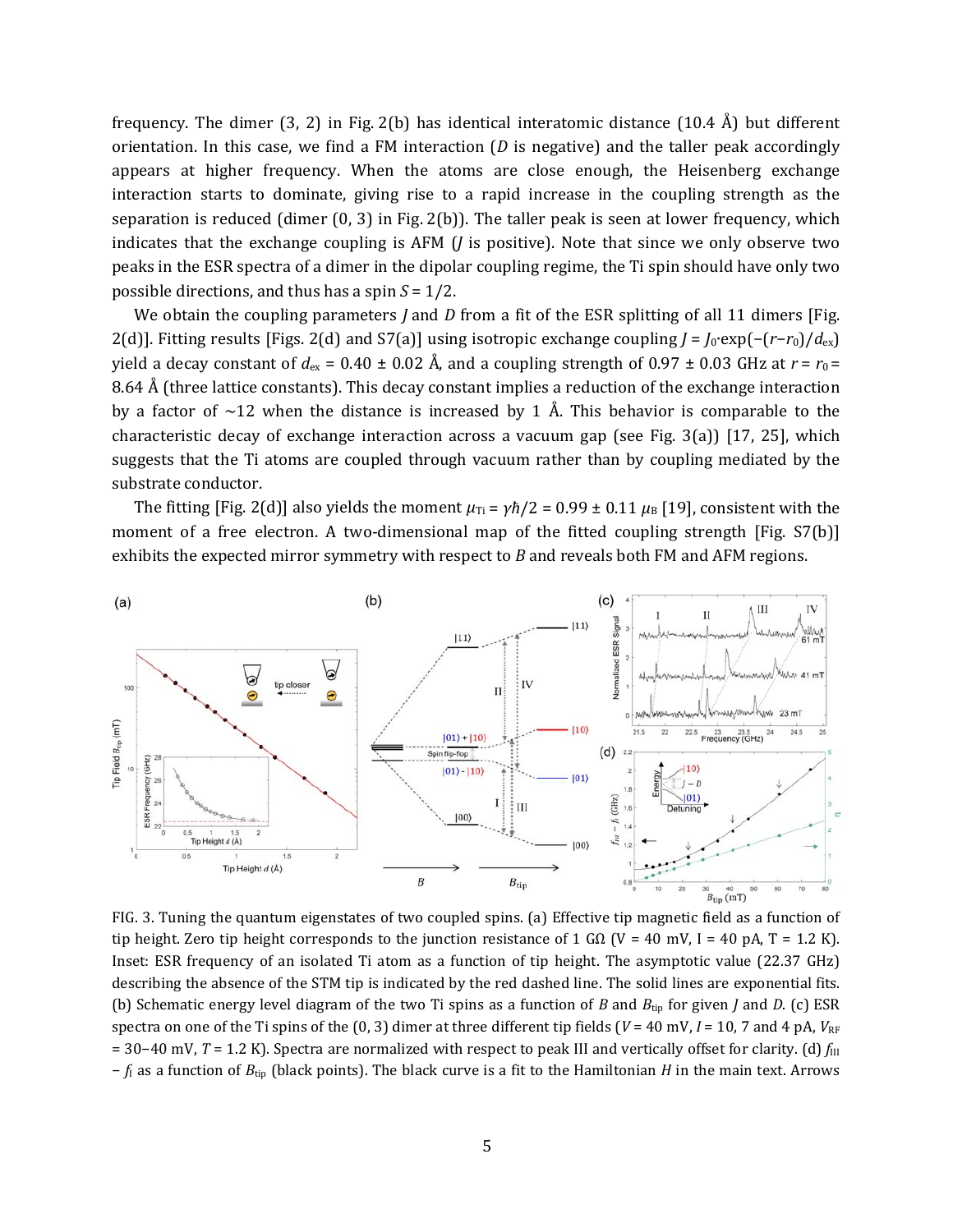frequency. The dimer (3, 2) in Fig. 2(b) has identical interatomic distance (10.4 Å) but different orientation. In this case, we find a FM interaction ($D$ is negative) and the taller peak accordingly appears at higher frequency. When the atoms are close enough, the Heisenberg exchange interaction starts to dominate, giving rise to a rapid increase in the coupling strength as the separation is reduced (dimer (0, 3) in Fig. 2(b)). The taller peak is seen at lower frequency, which indicates that the exchange coupling is AFM ($J$ is positive). Note that since we only observe two peaks in the ESR spectra of a dimer in the dipolar coupling regime, the Ti spin should have only two possible directions, and thus has a spin $S = 1/2$.

We obtain the coupling parameters $J$ and $D$ from a fit of the ESR splitting of all 11 dimers [Fig. 2(d)]. Fitting results [Figs. 2(d) and S7(a)] using isotropic exchange coupling $J = J_0 \cdot \exp(-(r-r_0)/d_{ex})$ yield a decay constant of $d_{ex}$ = 0.40 ± 0.02 Å, and a coupling strength of 0.97 ± 0.03 GHz at $r = r_0$ = 8.64 Å (three lattice constants). This decay constant implies a reduction of the exchange interaction by a factor of ~12 when the distance is increased by 1 Å. This behavior is comparable to the characteristic decay of exchange interaction across a vacuum gap (see Fig. 3(a)) [17, 25], which suggests that the Ti atoms are coupled through vacuum rather than by coupling mediated by the substrate conductor.

The fitting [Fig. 2(d)] also yields the moment $\mu_{Ti} = \gamma\hbar/2$ = 0.99 ± 0.11 $\mu_B$ [19], consistent with the moment of a free electron. A two-dimensional map of the fitted coupling strength [Fig. S7(b)] exhibits the expected mirror symmetry with respect to $B$ and reveals both FM and AFM regions.

FIG. 3. Tuning the quantum eigenstates of two coupled spins. (a) Effective tip magnetic field as a function of tip height. Zero tip height corresponds to the junction resistance of 1 GΩ (V = 40 mV, I = 40 pA, T = 1.2 K). Inset: ESR frequency of an isolated Ti atom as a function of tip height. The asymptotic value (22.37 GHz) describing the absence of the STM tip is indicated by the red dashed line. The solid lines are exponential fits. (b) Schematic energy level diagram of the two Ti spins as a function of $B$ and $B_{tip}$ for given $J$ and $D$. (c) ESR spectra on one of the Ti spins of the (0, 3) dimer at three different tip fields ($V$ = 40 mV, $I$ = 10, 7 and 4 pA, $V_{RF}$ = 30−40 mV, $T$ = 1.2 K). Spectra are normalized with respect to peak III and vertically offset for clarity. (d) $f_{III} - f_I$ as a function of $B_{tip}$ (black points). The black curve is a fit to the Hamiltonian $H$ in the main text. Arrows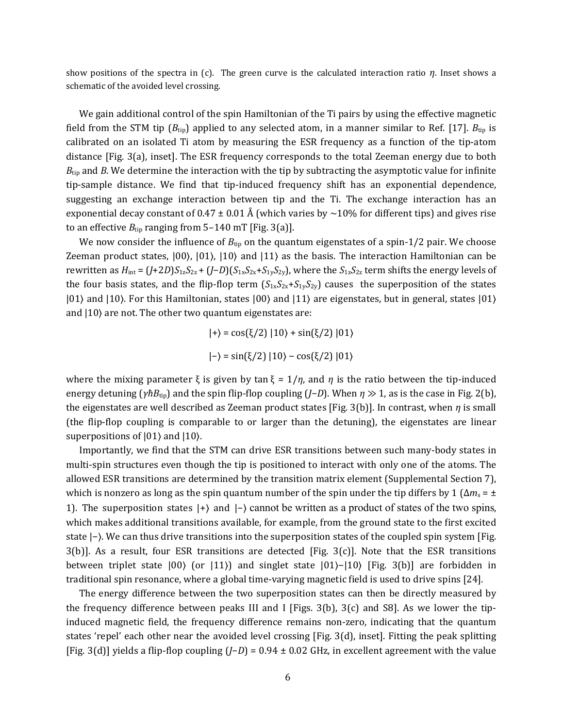show positions of the spectra in (c). The green curve is the calculated interaction ratio $\eta$. Inset shows a schematic of the avoided level crossing.

We gain additional control of the spin Hamiltonian of the Ti pairs by using the effective magnetic field from the STM tip ($B_{tip}$) applied to any selected atom, in a manner similar to Ref. [17]. $B_{tip}$ is calibrated on an isolated Ti atom by measuring the ESR frequency as a function of the tip-atom distance [Fig. 3(a), inset]. The ESR frequency corresponds to the total Zeeman energy due to both $B_{tip}$ and $B$. We determine the interaction with the tip by subtracting the asymptotic value for infinite tip-sample distance. We find that tip-induced frequency shift has an exponential dependence, suggesting an exchange interaction between tip and the Ti. The exchange interaction has an exponential decay constant of 0.47 ± 0.01 Å (which varies by ~10% for different tips) and gives rise to an effective $B_{tip}$ ranging from 5–140 mT [Fig. 3(a)].

We now consider the influence of $B_{tip}$ on the quantum eigenstates of a spin-1/2 pair. We choose Zeeman product states, $|00\rangle$, $|01\rangle$, $|10\rangle$ and $|11\rangle$ as the basis. The interaction Hamiltonian can be rewritten as $H_{int} = (J+2D)S_{1z}S_{2z} + (J-D)(S_{1x}S_{2x}+S_{1y}S_{2y})$, where the $S_{1z}S_{2z}$ term shifts the energy levels of the four basis states, and the flip-flop term ($S_{1x}S_{2x}+S_{1y}S_{2y}$) causes the superposition of the states $|01\rangle$ and $|10\rangle$. For this Hamiltonian, states $|00\rangle$ and $|11\rangle$ are eigenstates, but in general, states $|01\rangle$ and $|10\rangle$ are not. The other two quantum eigenstates are:

$$|+\rangle = \cos(\xi/2)\,|10\rangle + \sin(\xi/2)\,|01\rangle$$

$$|-\rangle = \sin(\xi/2)\,|10\rangle - \cos(\xi/2)\,|01\rangle$$

where the mixing parameter $\xi$ is given by $\tan\xi = 1/\eta$, and $\eta$ is the ratio between the tip-induced energy detuning ($\gamma\hbar B_{tip}$) and the spin flip-flop coupling ($J-D$). When $\eta \gg 1$, as is the case in Fig. 2(b), the eigenstates are well described as Zeeman product states [Fig. 3(b)]. In contrast, when $\eta$ is small (the flip-flop coupling is comparable to or larger than the detuning), the eigenstates are linear superpositions of $|01\rangle$ and $|10\rangle$.

Importantly, we find that the STM can drive ESR transitions between such many-body states in multi-spin structures even though the tip is positioned to interact with only one of the atoms. The allowed ESR transitions are determined by the transition matrix element (Supplemental Section 7), which is nonzero as long as the spin quantum number of the spin under the tip differs by 1 ($\Delta m_s = \pm 1$). The superposition states $|+\rangle$ and $|-\rangle$ cannot be written as a product of states of the two spins, which makes additional transitions available, for example, from the ground state to the first excited state $|-\rangle$. We can thus drive transitions into the superposition states of the coupled spin system [Fig. 3(b)]. As a result, four ESR transitions are detected [Fig. 3(c)]. Note that the ESR transitions between triplet state $|00\rangle$ (or $|11\rangle$) and singlet state $|01\rangle-|10\rangle$ [Fig. 3(b)] are forbidden in traditional spin resonance, where a global time-varying magnetic field is used to drive spins [24].

The energy difference between the two superposition states can then be directly measured by the frequency difference between peaks III and I [Figs. 3(b), 3(c) and S8]. As we lower the tip-induced magnetic field, the frequency difference remains non-zero, indicating that the quantum states 'repel' each other near the avoided level crossing [Fig. 3(d), inset]. Fitting the peak splitting [Fig. 3(d)] yields a flip-flop coupling ($J-D$) = 0.94 ± 0.02 GHz, in excellent agreement with the value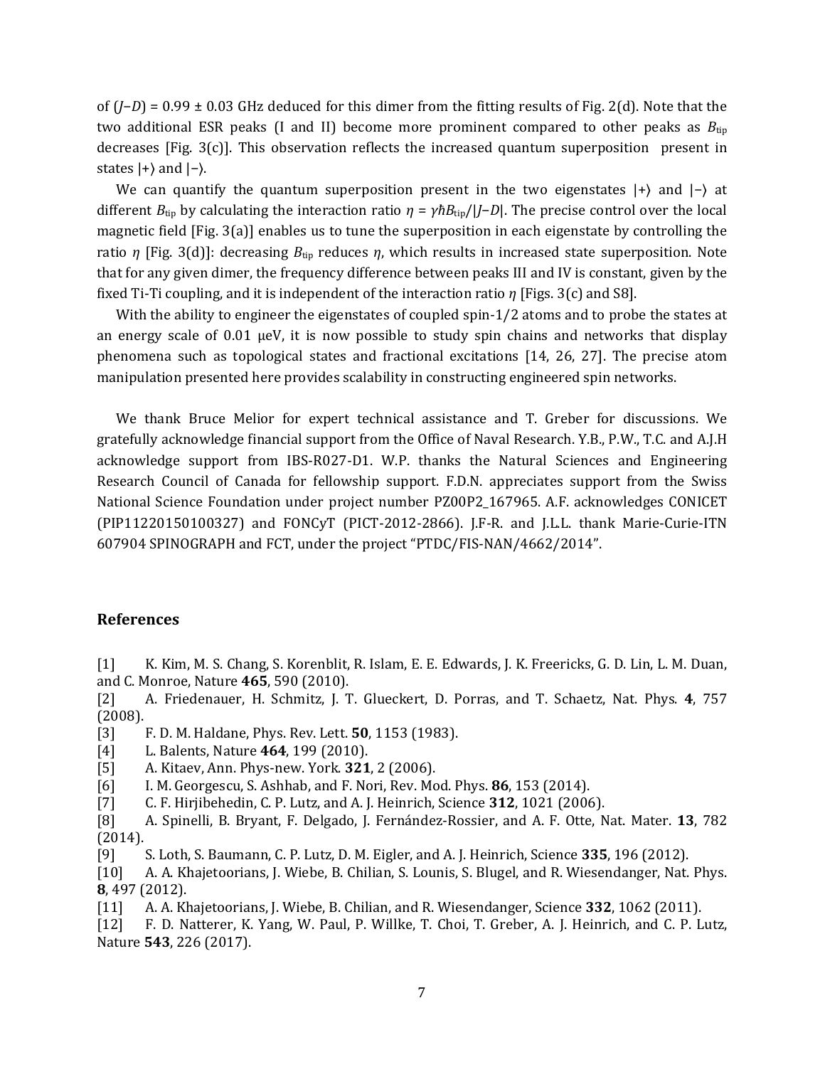of ($J$−$D$) = 0.99 ± 0.03 GHz deduced for this dimer from the fitting results of Fig. 2(d). Note that the two additional ESR peaks (I and II) become more prominent compared to other peaks as $B_{\text{tip}}$ decreases [Fig. 3(c)]. This observation reflects the increased quantum superposition present in states |+⟩ and |−⟩.

We can quantify the quantum superposition present in the two eigenstates |+⟩ and |−⟩ at different $B_{\text{tip}}$ by calculating the interaction ratio $\eta = \gamma\hbar B_{\text{tip}}/|J-D|$. The precise control over the local magnetic field [Fig. 3(a)] enables us to tune the superposition in each eigenstate by controlling the ratio $\eta$ [Fig. 3(d)]: decreasing $B_{\text{tip}}$ reduces $\eta$, which results in increased state superposition. Note that for any given dimer, the frequency difference between peaks III and IV is constant, given by the fixed Ti-Ti coupling, and it is independent of the interaction ratio $\eta$ [Figs. 3(c) and S8].

With the ability to engineer the eigenstates of coupled spin-1/2 atoms and to probe the states at an energy scale of 0.01 μeV, it is now possible to study spin chains and networks that display phenomena such as topological states and fractional excitations [14, 26, 27]. The precise atom manipulation presented here provides scalability in constructing engineered spin networks.

We thank Bruce Melior for expert technical assistance and T. Greber for discussions. We gratefully acknowledge financial support from the Office of Naval Research. Y.B., P.W., T.C. and A.J.H acknowledge support from IBS-R027-D1. W.P. thanks the Natural Sciences and Engineering Research Council of Canada for fellowship support. F.D.N. appreciates support from the Swiss National Science Foundation under project number PZ00P2_167965. A.F. acknowledges CONICET (PIP11220150100327) and FONCyT (PICT-2012-2866). J.F-R. and J.L.L. thank Marie-Curie-ITN 607904 SPINOGRAPH and FCT, under the project "PTDC/FIS-NAN/4662/2014".

## References

[1] K. Kim, M. S. Chang, S. Korenblit, R. Islam, E. E. Edwards, J. K. Freericks, G. D. Lin, L. M. Duan, and C. Monroe, Nature **465**, 590 (2010).

[2] A. Friedenauer, H. Schmitz, J. T. Glueckert, D. Porras, and T. Schaetz, Nat. Phys. **4**, 757 (2008).

[3] F. D. M. Haldane, Phys. Rev. Lett. **50**, 1153 (1983).

[4] L. Balents, Nature **464**, 199 (2010).

[5] A. Kitaev, Ann. Phys-new. York. **321**, 2 (2006).

[6] I. M. Georgescu, S. Ashhab, and F. Nori, Rev. Mod. Phys. **86**, 153 (2014).

[7] C. F. Hirjibehedin, C. P. Lutz, and A. J. Heinrich, Science **312**, 1021 (2006).

[8] A. Spinelli, B. Bryant, F. Delgado, J. Fernández-Rossier, and A. F. Otte, Nat. Mater. **13**, 782 (2014).

[9] S. Loth, S. Baumann, C. P. Lutz, D. M. Eigler, and A. J. Heinrich, Science **335**, 196 (2012).

[10] A. A. Khajetoorians, J. Wiebe, B. Chilian, S. Lounis, S. Blugel, and R. Wiesendanger, Nat. Phys. **8**, 497 (2012).

[11] A. A. Khajetoorians, J. Wiebe, B. Chilian, and R. Wiesendanger, Science **332**, 1062 (2011).

[12] F. D. Natterer, K. Yang, W. Paul, P. Willke, T. Choi, T. Greber, A. J. Heinrich, and C. P. Lutz, Nature **543**, 226 (2017).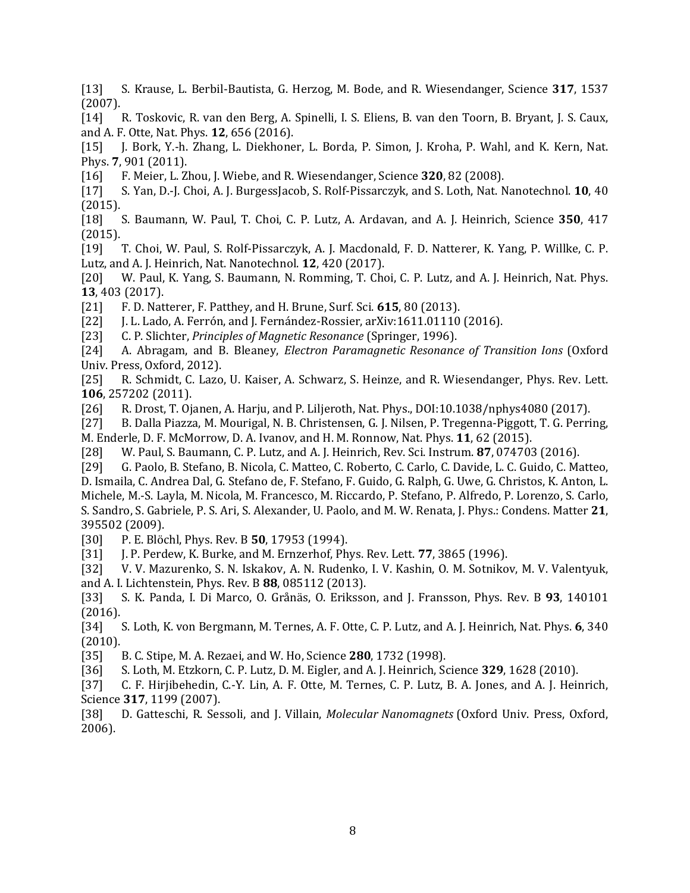[13] S. Krause, L. Berbil-Bautista, G. Herzog, M. Bode, and R. Wiesendanger, Science **317**, 1537 (2007).

[14] R. Toskovic, R. van den Berg, A. Spinelli, I. S. Eliens, B. van den Toorn, B. Bryant, J. S. Caux, and A. F. Otte, Nat. Phys. **12**, 656 (2016).

[15] J. Bork, Y.-h. Zhang, L. Diekhoner, L. Borda, P. Simon, J. Kroha, P. Wahl, and K. Kern, Nat. Phys. **7**, 901 (2011).

[16] F. Meier, L. Zhou, J. Wiebe, and R. Wiesendanger, Science **320**, 82 (2008).

[17] S. Yan, D.-J. Choi, A. J. BurgessJacob, S. Rolf-Pissarczyk, and S. Loth, Nat. Nanotechnol. **10**, 40 (2015).

[18] S. Baumann, W. Paul, T. Choi, C. P. Lutz, A. Ardavan, and A. J. Heinrich, Science **350**, 417 (2015).

[19] T. Choi, W. Paul, S. Rolf-Pissarczyk, A. J. Macdonald, F. D. Natterer, K. Yang, P. Willke, C. P. Lutz, and A. J. Heinrich, Nat. Nanotechnol. **12**, 420 (2017).

[20] W. Paul, K. Yang, S. Baumann, N. Romming, T. Choi, C. P. Lutz, and A. J. Heinrich, Nat. Phys. **13**, 403 (2017).

[21] F. D. Natterer, F. Patthey, and H. Brune, Surf. Sci. **615**, 80 (2013).

[22] J. L. Lado, A. Ferrón, and J. Fernández-Rossier, arXiv:1611.01110 (2016).

[23] C. P. Slichter, *Principles of Magnetic Resonance* (Springer, 1996).

[24] A. Abragam, and B. Bleaney, *Electron Paramagnetic Resonance of Transition Ions* (Oxford Univ. Press, Oxford, 2012).

[25] R. Schmidt, C. Lazo, U. Kaiser, A. Schwarz, S. Heinze, and R. Wiesendanger, Phys. Rev. Lett. **106**, 257202 (2011).

[26] R. Drost, T. Ojanen, A. Harju, and P. Liljeroth, Nat. Phys., DOI:10.1038/nphys4080 (2017).

[27] B. Dalla Piazza, M. Mourigal, N. B. Christensen, G. J. Nilsen, P. Tregenna-Piggott, T. G. Perring, M. Enderle, D. F. McMorrow, D. A. Ivanov, and H. M. Ronnow, Nat. Phys. **11**, 62 (2015).

[28] W. Paul, S. Baumann, C. P. Lutz, and A. J. Heinrich, Rev. Sci. Instrum. **87**, 074703 (2016).

[29] G. Paolo, B. Stefano, B. Nicola, C. Matteo, C. Roberto, C. Carlo, C. Davide, L. C. Guido, C. Matteo, D. Ismaila, C. Andrea Dal, G. Stefano de, F. Stefano, F. Guido, G. Ralph, G. Uwe, G. Christos, K. Anton, L. Michele, M.-S. Layla, M. Nicola, M. Francesco, M. Riccardo, P. Stefano, P. Alfredo, P. Lorenzo, S. Carlo, S. Sandro, S. Gabriele, P. S. Ari, S. Alexander, U. Paolo, and M. W. Renata, J. Phys.: Condens. Matter **21**, 395502 (2009).

[30] P. E. Blöchl, Phys. Rev. B **50**, 17953 (1994).

[31] J. P. Perdew, K. Burke, and M. Ernzerhof, Phys. Rev. Lett. **77**, 3865 (1996).

[32] V. V. Mazurenko, S. N. Iskakov, A. N. Rudenko, I. V. Kashin, O. M. Sotnikov, M. V. Valentyuk, and A. I. Lichtenstein, Phys. Rev. B **88**, 085112 (2013).

[33] S. K. Panda, I. Di Marco, O. Grånäs, O. Eriksson, and J. Fransson, Phys. Rev. B **93**, 140101 (2016).

[34] S. Loth, K. von Bergmann, M. Ternes, A. F. Otte, C. P. Lutz, and A. J. Heinrich, Nat. Phys. **6**, 340 (2010).

[35] B. C. Stipe, M. A. Rezaei, and W. Ho, Science **280**, 1732 (1998).

[36] S. Loth, M. Etzkorn, C. P. Lutz, D. M. Eigler, and A. J. Heinrich, Science **329**, 1628 (2010).

[37] C. F. Hirjibehedin, C.-Y. Lin, A. F. Otte, M. Ternes, C. P. Lutz, B. A. Jones, and A. J. Heinrich, Science **317**, 1199 (2007).

[38] D. Gatteschi, R. Sessoli, and J. Villain, *Molecular Nanomagnets* (Oxford Univ. Press, Oxford, 2006).